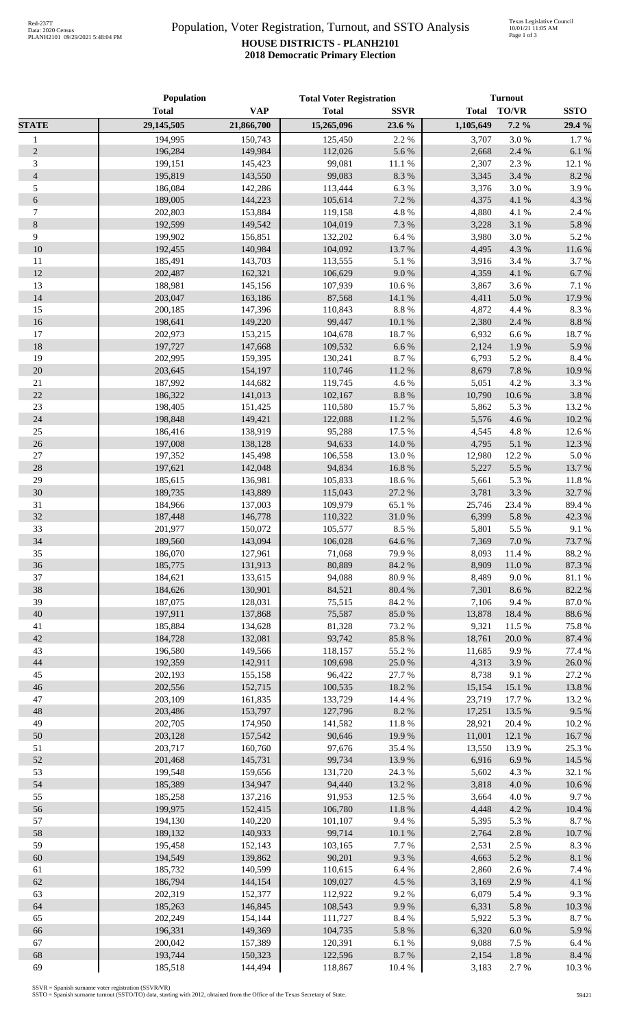# Population, Voter Registration, Turnout, and SSTO Analysis

## HOUSE DISTRICTS - PLANH2101

### 2018 Democratic Primary Election

| | Population | | Total Voter Registration | | Turnout | | |
|---|---|---|---|---|---|---|---|
| | Total | VAP | Total | SSVR | Total | TO/VR | SSTO |
| **STATE** | **29,145,505** | **21,866,700** | **15,265,096** | **23.6 %** | **1,105,649** | **7.2 %** | **29.4 %** |
| 1 | 194,995 | 150,743 | 125,450 | 2.2 % | 3,707 | 3.0 % | 1.7 % |
| 2 | 196,284 | 149,984 | 112,026 | 5.6 % | 2,668 | 2.4 % | 6.1 % |
| 3 | 199,151 | 145,423 | 99,081 | 11.1 % | 2,307 | 2.3 % | 12.1 % |
| 4 | 195,819 | 143,550 | 99,083 | 8.3 % | 3,345 | 3.4 % | 8.2 % |
| 5 | 186,084 | 142,286 | 113,444 | 6.3 % | 3,376 | 3.0 % | 3.9 % |
| 6 | 189,005 | 144,223 | 105,614 | 7.2 % | 4,375 | 4.1 % | 4.3 % |
| 7 | 202,803 | 153,884 | 119,158 | 4.8 % | 4,880 | 4.1 % | 2.4 % |
| 8 | 192,599 | 149,542 | 104,019 | 7.3 % | 3,228 | 3.1 % | 5.8 % |
| 9 | 199,902 | 156,851 | 132,202 | 6.4 % | 3,980 | 3.0 % | 5.2 % |
| 10 | 192,455 | 140,984 | 104,092 | 13.7 % | 4,495 | 4.3 % | 11.6 % |
| 11 | 185,491 | 143,703 | 113,555 | 5.1 % | 3,916 | 3.4 % | 3.7 % |
| 12 | 202,487 | 162,321 | 106,629 | 9.0 % | 4,359 | 4.1 % | 6.7 % |
| 13 | 188,981 | 145,156 | 107,939 | 10.6 % | 3,867 | 3.6 % | 7.1 % |
| 14 | 203,047 | 163,186 | 87,568 | 14.1 % | 4,411 | 5.0 % | 17.9 % |
| 15 | 200,185 | 147,396 | 110,843 | 8.8 % | 4,872 | 4.4 % | 8.3 % |
| 16 | 198,641 | 149,220 | 99,447 | 10.1 % | 2,380 | 2.4 % | 8.8 % |
| 17 | 202,973 | 153,215 | 104,678 | 18.7 % | 6,932 | 6.6 % | 18.7 % |
| 18 | 197,727 | 147,668 | 109,532 | 6.6 % | 2,124 | 1.9 % | 5.9 % |
| 19 | 202,995 | 159,395 | 130,241 | 8.7 % | 6,793 | 5.2 % | 8.4 % |
| 20 | 203,645 | 154,197 | 110,746 | 11.2 % | 8,679 | 7.8 % | 10.9 % |
| 21 | 187,992 | 144,682 | 119,745 | 4.6 % | 5,051 | 4.2 % | 3.3 % |
| 22 | 186,322 | 141,013 | 102,167 | 8.8 % | 10,790 | 10.6 % | 3.8 % |
| 23 | 198,405 | 151,425 | 110,580 | 15.7 % | 5,862 | 5.3 % | 13.2 % |
| 24 | 198,848 | 149,421 | 122,088 | 11.2 % | 5,576 | 4.6 % | 10.2 % |
| 25 | 186,416 | 138,919 | 95,288 | 17.5 % | 4,545 | 4.8 % | 12.6 % |
| 26 | 197,008 | 138,128 | 94,633 | 14.0 % | 4,795 | 5.1 % | 12.3 % |
| 27 | 197,352 | 145,498 | 106,558 | 13.0 % | 12,980 | 12.2 % | 5.0 % |
| 28 | 197,621 | 142,048 | 94,834 | 16.8 % | 5,227 | 5.5 % | 13.7 % |
| 29 | 185,615 | 136,981 | 105,833 | 18.6 % | 5,661 | 5.3 % | 11.8 % |
| 30 | 189,735 | 143,889 | 115,043 | 27.2 % | 3,781 | 3.3 % | 32.7 % |
| 31 | 184,966 | 137,003 | 109,979 | 65.1 % | 25,746 | 23.4 % | 89.4 % |
| 32 | 187,448 | 146,778 | 110,322 | 31.0 % | 6,399 | 5.8 % | 42.3 % |
| 33 | 201,977 | 150,072 | 105,577 | 8.5 % | 5,801 | 5.5 % | 9.1 % |
| 34 | 189,560 | 143,094 | 106,028 | 64.6 % | 7,369 | 7.0 % | 73.7 % |
| 35 | 186,070 | 127,961 | 71,068 | 79.9 % | 8,093 | 11.4 % | 88.2 % |
| 36 | 185,775 | 131,913 | 80,889 | 84.2 % | 8,909 | 11.0 % | 87.3 % |
| 37 | 184,621 | 133,615 | 94,088 | 80.9 % | 8,489 | 9.0 % | 81.1 % |
| 38 | 184,626 | 130,901 | 84,521 | 80.4 % | 7,301 | 8.6 % | 82.2 % |
| 39 | 187,075 | 128,031 | 75,515 | 84.2 % | 7,106 | 9.4 % | 87.0 % |
| 40 | 197,911 | 137,868 | 75,587 | 85.0 % | 13,878 | 18.4 % | 88.6 % |
| 41 | 185,884 | 134,628 | 81,328 | 73.2 % | 9,321 | 11.5 % | 75.8 % |
| 42 | 184,728 | 132,081 | 93,742 | 85.8 % | 18,761 | 20.0 % | 87.4 % |
| 43 | 196,580 | 149,566 | 118,157 | 55.2 % | 11,685 | 9.9 % | 77.4 % |
| 44 | 192,359 | 142,911 | 109,698 | 25.0 % | 4,313 | 3.9 % | 26.0 % |
| 45 | 202,193 | 155,158 | 96,422 | 27.7 % | 8,738 | 9.1 % | 27.2 % |
| 46 | 202,556 | 152,715 | 100,535 | 18.2 % | 15,154 | 15.1 % | 13.8 % |
| 47 | 203,109 | 161,835 | 133,729 | 14.4 % | 23,719 | 17.7 % | 13.2 % |
| 48 | 203,486 | 153,797 | 127,796 | 8.2 % | 17,251 | 13.5 % | 9.5 % |
| 49 | 202,705 | 174,950 | 141,582 | 11.8 % | 28,921 | 20.4 % | 10.2 % |
| 50 | 203,128 | 157,542 | 90,646 | 19.9 % | 11,001 | 12.1 % | 16.7 % |
| 51 | 203,717 | 160,760 | 97,676 | 35.4 % | 13,550 | 13.9 % | 25.3 % |
| 52 | 201,468 | 145,731 | 99,734 | 13.9 % | 6,916 | 6.9 % | 14.5 % |
| 53 | 199,548 | 159,656 | 131,720 | 24.3 % | 5,602 | 4.3 % | 32.1 % |
| 54 | 185,389 | 134,947 | 94,440 | 13.2 % | 3,818 | 4.0 % | 10.6 % |
| 55 | 185,258 | 137,216 | 91,953 | 12.5 % | 3,664 | 4.0 % | 9.7 % |
| 56 | 199,975 | 152,415 | 106,780 | 11.8 % | 4,448 | 4.2 % | 10.4 % |
| 57 | 194,130 | 140,220 | 101,107 | 9.4 % | 5,395 | 5.3 % | 8.7 % |
| 58 | 189,132 | 140,933 | 99,714 | 10.1 % | 2,764 | 2.8 % | 10.7 % |
| 59 | 195,458 | 152,143 | 103,165 | 7.7 % | 2,531 | 2.5 % | 8.3 % |
| 60 | 194,549 | 139,862 | 90,201 | 9.3 % | 4,663 | 5.2 % | 8.1 % |
| 61 | 185,732 | 140,599 | 110,615 | 6.4 % | 2,860 | 2.6 % | 7.4 % |
| 62 | 186,794 | 144,154 | 109,027 | 4.5 % | 3,169 | 2.9 % | 4.1 % |
| 63 | 202,319 | 152,377 | 112,922 | 9.2 % | 6,079 | 5.4 % | 9.3 % |
| 64 | 185,263 | 146,845 | 108,543 | 9.9 % | 6,331 | 5.8 % | 10.3 % |
| 65 | 202,249 | 154,144 | 111,727 | 8.4 % | 5,922 | 5.3 % | 8.7 % |
| 66 | 196,331 | 149,369 | 104,735 | 5.8 % | 6,320 | 6.0 % | 5.9 % |
| 67 | 200,042 | 157,389 | 120,391 | 6.1 % | 9,088 | 7.5 % | 6.4 % |
| 68 | 193,744 | 150,323 | 122,596 | 8.7 % | 2,154 | 1.8 % | 8.4 % |
| 69 | 185,518 | 144,494 | 118,867 | 10.4 % | 3,183 | 2.7 % | 10.3 % |

SSVR = Spanish surname voter registration (SSVR/VR)
SSTO = Spanish surname turnout (SSTO/TO) data, starting with 2012, obtained from the Office of the Texas Secretary of State.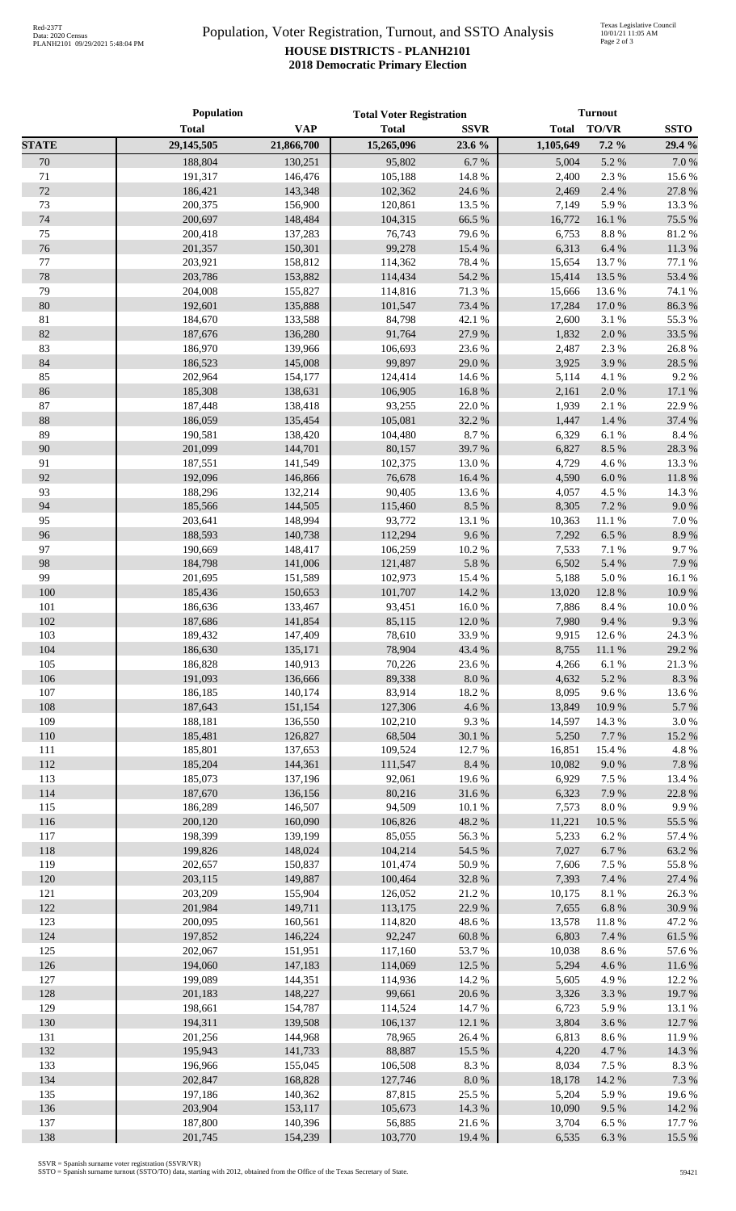# Population, Voter Registration, Turnout, and SSTO Analysis

**HOUSE DISTRICTS - PLANH2101**

**2018 Democratic Primary Election**

| | Population | | Total Voter Registration | | Turnout | | |
|---|---|---|---|---|---|---|---|
| | **Total** | **VAP** | **Total** | **SSVR** | **Total** | **TO/VR** | **SSTO** |
| **STATE** | **29,145,505** | **21,866,700** | **15,265,096** | **23.6 %** | **1,105,649** | **7.2 %** | **29.4 %** |
| 70 | 188,804 | 130,251 | 95,802 | 6.7 % | 5,004 | 5.2 % | 7.0 % |
| 71 | 191,317 | 146,476 | 105,188 | 14.8 % | 2,400 | 2.3 % | 15.6 % |
| 72 | 186,421 | 143,348 | 102,362 | 24.6 % | 2,469 | 2.4 % | 27.8 % |
| 73 | 200,375 | 156,900 | 120,861 | 13.5 % | 7,149 | 5.9 % | 13.3 % |
| 74 | 200,697 | 148,484 | 104,315 | 66.5 % | 16,772 | 16.1 % | 75.5 % |
| 75 | 200,418 | 137,283 | 76,743 | 79.6 % | 6,753 | 8.8 % | 81.2 % |
| 76 | 201,357 | 150,301 | 99,278 | 15.4 % | 6,313 | 6.4 % | 11.3 % |
| 77 | 203,921 | 158,812 | 114,362 | 78.4 % | 15,654 | 13.7 % | 77.1 % |
| 78 | 203,786 | 153,882 | 114,434 | 54.2 % | 15,414 | 13.5 % | 53.4 % |
| 79 | 204,008 | 155,827 | 114,816 | 71.3 % | 15,666 | 13.6 % | 74.1 % |
| 80 | 192,601 | 135,888 | 101,547 | 73.4 % | 17,284 | 17.0 % | 86.3 % |
| 81 | 184,670 | 133,588 | 84,798 | 42.1 % | 2,600 | 3.1 % | 55.3 % |
| 82 | 187,676 | 136,280 | 91,764 | 27.9 % | 1,832 | 2.0 % | 33.5 % |
| 83 | 186,970 | 139,966 | 106,693 | 23.6 % | 2,487 | 2.3 % | 26.8 % |
| 84 | 186,523 | 145,008 | 99,897 | 29.0 % | 3,925 | 3.9 % | 28.5 % |
| 85 | 202,964 | 154,177 | 124,414 | 14.6 % | 5,114 | 4.1 % | 9.2 % |
| 86 | 185,308 | 138,631 | 106,905 | 16.8 % | 2,161 | 2.0 % | 17.1 % |
| 87 | 187,448 | 138,418 | 93,255 | 22.0 % | 1,939 | 2.1 % | 22.9 % |
| 88 | 186,059 | 135,454 | 105,081 | 32.2 % | 1,447 | 1.4 % | 37.4 % |
| 89 | 190,581 | 138,420 | 104,480 | 8.7 % | 6,329 | 6.1 % | 8.4 % |
| 90 | 201,099 | 144,701 | 80,157 | 39.7 % | 6,827 | 8.5 % | 28.3 % |
| 91 | 187,551 | 141,549 | 102,375 | 13.0 % | 4,729 | 4.6 % | 13.3 % |
| 92 | 192,096 | 146,866 | 76,678 | 16.4 % | 4,590 | 6.0 % | 11.8 % |
| 93 | 188,296 | 132,214 | 90,405 | 13.6 % | 4,057 | 4.5 % | 14.3 % |
| 94 | 185,566 | 144,505 | 115,460 | 8.5 % | 8,305 | 7.2 % | 9.0 % |
| 95 | 203,641 | 148,994 | 93,772 | 13.1 % | 10,363 | 11.1 % | 7.0 % |
| 96 | 188,593 | 140,738 | 112,294 | 9.6 % | 7,292 | 6.5 % | 8.9 % |
| 97 | 190,669 | 148,417 | 106,259 | 10.2 % | 7,533 | 7.1 % | 9.7 % |
| 98 | 184,798 | 141,006 | 121,487 | 5.8 % | 6,502 | 5.4 % | 7.9 % |
| 99 | 201,695 | 151,589 | 102,973 | 15.4 % | 5,188 | 5.0 % | 16.1 % |
| 100 | 185,436 | 150,653 | 101,707 | 14.2 % | 13,020 | 12.8 % | 10.9 % |
| 101 | 186,636 | 133,467 | 93,451 | 16.0 % | 7,886 | 8.4 % | 10.0 % |
| 102 | 187,686 | 141,854 | 85,115 | 12.0 % | 7,980 | 9.4 % | 9.3 % |
| 103 | 189,432 | 147,409 | 78,610 | 33.9 % | 9,915 | 12.6 % | 24.3 % |
| 104 | 186,630 | 135,171 | 78,904 | 43.4 % | 8,755 | 11.1 % | 29.2 % |
| 105 | 186,828 | 140,913 | 70,226 | 23.6 % | 4,266 | 6.1 % | 21.3 % |
| 106 | 191,093 | 136,666 | 89,338 | 8.0 % | 4,632 | 5.2 % | 8.3 % |
| 107 | 186,185 | 140,174 | 83,914 | 18.2 % | 8,095 | 9.6 % | 13.6 % |
| 108 | 187,643 | 151,154 | 127,306 | 4.6 % | 13,849 | 10.9 % | 5.7 % |
| 109 | 188,181 | 136,550 | 102,210 | 9.3 % | 14,597 | 14.3 % | 3.0 % |
| 110 | 185,481 | 126,827 | 68,504 | 30.1 % | 5,250 | 7.7 % | 15.2 % |
| 111 | 185,801 | 137,653 | 109,524 | 12.7 % | 16,851 | 15.4 % | 4.8 % |
| 112 | 185,204 | 144,361 | 111,547 | 8.4 % | 10,082 | 9.0 % | 7.8 % |
| 113 | 185,073 | 137,196 | 92,061 | 19.6 % | 6,929 | 7.5 % | 13.4 % |
| 114 | 187,670 | 136,156 | 80,216 | 31.6 % | 6,323 | 7.9 % | 22.8 % |
| 115 | 186,289 | 146,507 | 94,509 | 10.1 % | 7,573 | 8.0 % | 9.9 % |
| 116 | 200,120 | 160,090 | 106,826 | 48.2 % | 11,221 | 10.5 % | 55.5 % |
| 117 | 198,399 | 139,199 | 85,055 | 56.3 % | 5,233 | 6.2 % | 57.4 % |
| 118 | 199,826 | 148,024 | 104,214 | 54.5 % | 7,027 | 6.7 % | 63.2 % |
| 119 | 202,657 | 150,837 | 101,474 | 50.9 % | 7,606 | 7.5 % | 55.8 % |
| 120 | 203,115 | 149,887 | 100,464 | 32.8 % | 7,393 | 7.4 % | 27.4 % |
| 121 | 203,209 | 155,904 | 126,052 | 21.2 % | 10,175 | 8.1 % | 26.3 % |
| 122 | 201,984 | 149,711 | 113,175 | 22.9 % | 7,655 | 6.8 % | 30.9 % |
| 123 | 200,095 | 160,561 | 114,820 | 48.6 % | 13,578 | 11.8 % | 47.2 % |
| 124 | 197,852 | 146,224 | 92,247 | 60.8 % | 6,803 | 7.4 % | 61.5 % |
| 125 | 202,067 | 151,951 | 117,160 | 53.7 % | 10,038 | 8.6 % | 57.6 % |
| 126 | 194,060 | 147,183 | 114,069 | 12.5 % | 5,294 | 4.6 % | 11.6 % |
| 127 | 199,089 | 144,351 | 114,936 | 14.2 % | 5,605 | 4.9 % | 12.2 % |
| 128 | 201,183 | 148,227 | 99,661 | 20.6 % | 3,326 | 3.3 % | 19.7 % |
| 129 | 198,661 | 154,787 | 114,524 | 14.7 % | 6,723 | 5.9 % | 13.1 % |
| 130 | 194,311 | 139,508 | 106,137 | 12.1 % | 3,804 | 3.6 % | 12.7 % |
| 131 | 201,256 | 144,968 | 78,965 | 26.4 % | 6,813 | 8.6 % | 11.9 % |
| 132 | 195,943 | 141,733 | 88,887 | 15.5 % | 4,220 | 4.7 % | 14.3 % |
| 133 | 196,966 | 155,045 | 106,508 | 8.3 % | 8,034 | 7.5 % | 8.3 % |
| 134 | 202,847 | 168,828 | 127,746 | 8.0 % | 18,178 | 14.2 % | 7.3 % |
| 135 | 197,186 | 140,362 | 87,815 | 25.5 % | 5,204 | 5.9 % | 19.6 % |
| 136 | 203,904 | 153,117 | 105,673 | 14.3 % | 10,090 | 9.5 % | 14.2 % |
| 137 | 187,800 | 140,396 | 56,885 | 21.6 % | 3,704 | 6.5 % | 17.7 % |
| 138 | 201,745 | 154,239 | 103,770 | 19.4 % | 6,535 | 6.3 % | 15.5 % |

SSVR = Spanish surname voter registration (SSVR/VR)
SSTO = Spanish surname turnout (SSTO/TO) data, starting with 2012, obtained from the Office of the Texas Secretary of State.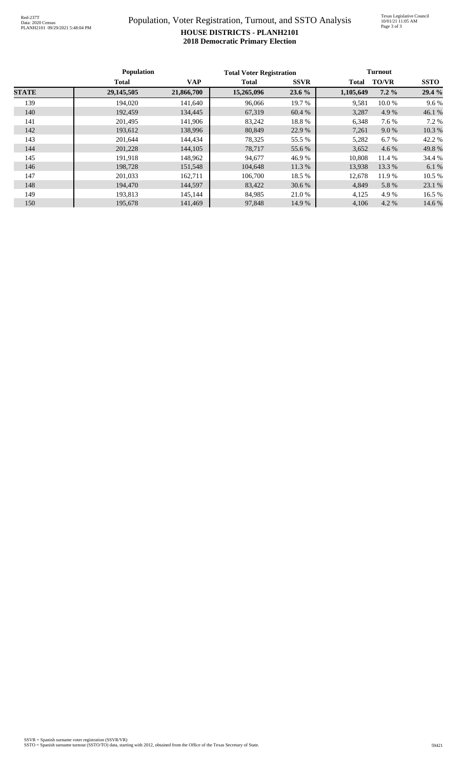# Population, Voter Registration, Turnout, and SSTO Analysis

## HOUSE DISTRICTS - PLANH2101

## 2018 Democratic Primary Election

| | Population | | Total Voter Registration | | Turnout | | |
|---|---|---|---|---|---|---|---|
| | **Total** | **VAP** | **Total** | **SSVR** | **Total** | **TO/VR** | **SSTO** |
| **STATE** | **29,145,505** | **21,866,700** | **15,265,096** | **23.6 %** | **1,105,649** | **7.2 %** | **29.4 %** |
| 139 | 194,020 | 141,640 | 96,066 | 19.7 % | 9,581 | 10.0 % | 9.6 % |
| 140 | 192,459 | 134,445 | 67,319 | 60.4 % | 3,287 | 4.9 % | 46.1 % |
| 141 | 201,495 | 141,906 | 83,242 | 18.8 % | 6,348 | 7.6 % | 7.2 % |
| 142 | 193,612 | 138,996 | 80,849 | 22.9 % | 7,261 | 9.0 % | 10.3 % |
| 143 | 201,644 | 144,434 | 78,325 | 55.5 % | 5,282 | 6.7 % | 42.2 % |
| 144 | 201,228 | 144,105 | 78,717 | 55.6 % | 3,652 | 4.6 % | 49.8 % |
| 145 | 191,918 | 148,962 | 94,677 | 46.9 % | 10,808 | 11.4 % | 34.4 % |
| 146 | 198,728 | 151,548 | 104,648 | 11.3 % | 13,938 | 13.3 % | 6.1 % |
| 147 | 201,033 | 162,711 | 106,700 | 18.5 % | 12,678 | 11.9 % | 10.5 % |
| 148 | 194,470 | 144,597 | 83,422 | 30.6 % | 4,849 | 5.8 % | 23.1 % |
| 149 | 193,813 | 145,144 | 84,985 | 21.0 % | 4,125 | 4.9 % | 16.5 % |
| 150 | 195,678 | 141,469 | 97,848 | 14.9 % | 4,106 | 4.2 % | 14.6 % |

SSVR = Spanish surname voter registration (SSVR/VR)
SSTO = Spanish surname turnout (SSTO/TO) data, starting with 2012, obtained from the Office of the Texas Secretary of State.